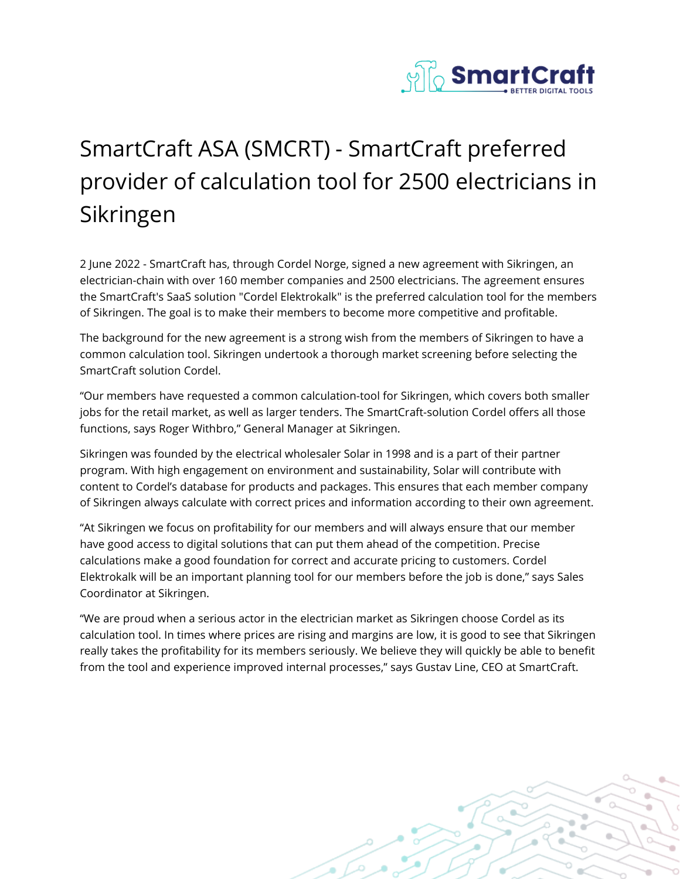# SmartCraft ASA (SMCRT) - SmartCraft preferred provider of calculation tool for 2500 electricians in Sikringen

2 June 2022 - SmartCraft has, through Cordel Norge, signed a new agreement with Sikringen, an electrician-chain with over 160 member companies and 2500 electricians. The agreement ensures the SmartCraft's SaaS solution "Cordel Elektrokalk" is the preferred calculation tool for the members of Sikringen. The goal is to make their members to become more competitive and profitable.

The background for the new agreement is a strong wish from the members of Sikringen to have a common calculation tool. Sikringen undertook a thorough market screening before selecting the SmartCraft solution Cordel.

“Our members have requested a common calculation-tool for Sikringen, which covers both smaller jobs for the retail market, as well as larger tenders. The SmartCraft-solution Cordel offers all those functions, says Roger Withbro,” General Manager at Sikringen.

Sikringen was founded by the electrical wholesaler Solar in 1998 and is a part of their partner program. With high engagement on environment and sustainability, Solar will contribute with content to Cordel’s database for products and packages. This ensures that each member company of Sikringen always calculate with correct prices and information according to their own agreement.

“At Sikringen we focus on profitability for our members and will always ensure that our member have good access to digital solutions that can put them ahead of the competition. Precise calculations make a good foundation for correct and accurate pricing to customers. Cordel Elektrokalk will be an important planning tool for our members before the job is done,” says Sales Coordinator at Sikringen.

“We are proud when a serious actor in the electrician market as Sikringen choose Cordel as its calculation tool. In times where prices are rising and margins are low, it is good to see that Sikringen really takes the profitability for its members seriously. We believe they will quickly be able to benefit from the tool and experience improved internal processes,” says Gustav Line, CEO at SmartCraft.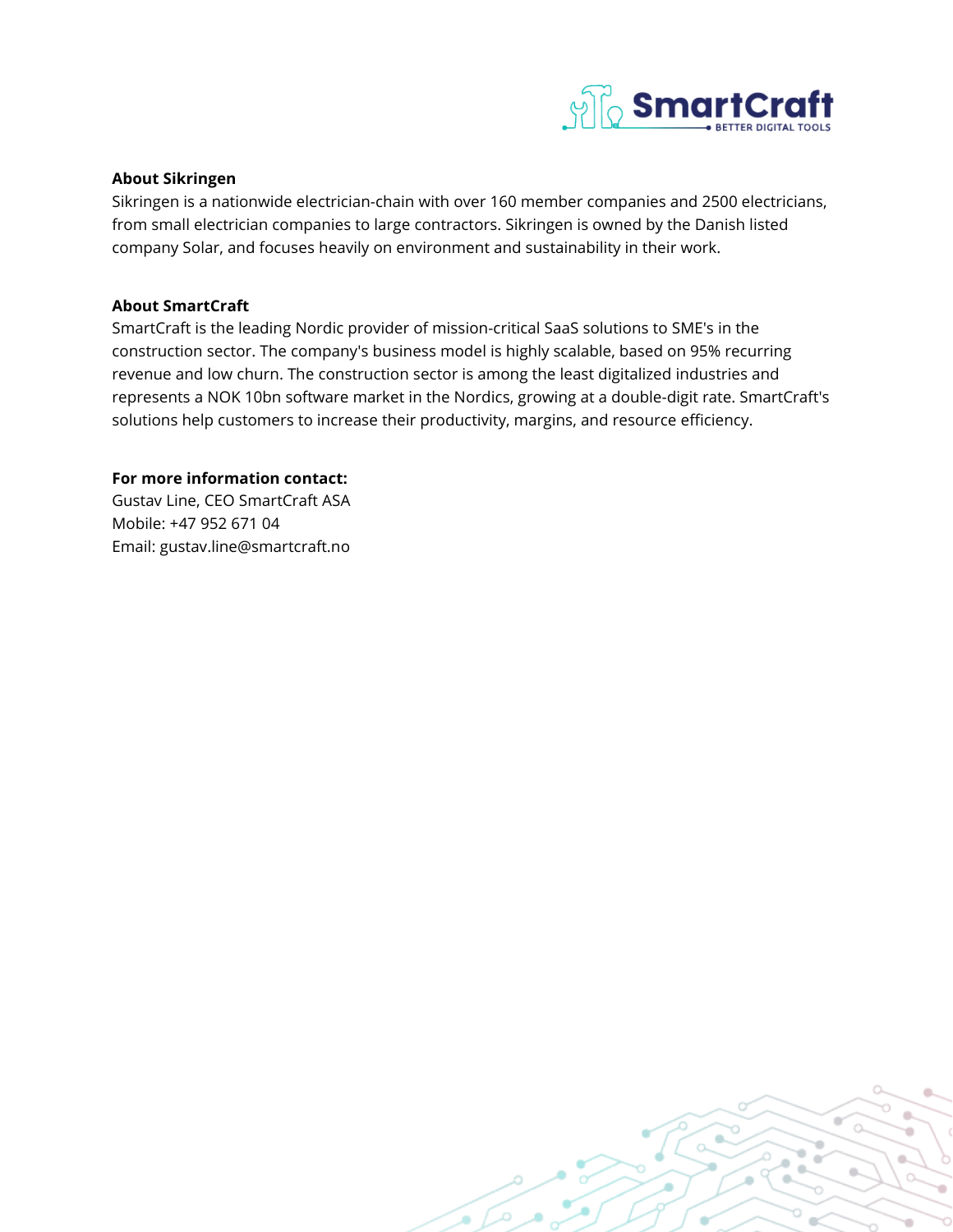**About Sikringen**

Sikringen is a nationwide electrician-chain with over 160 member companies and 2500 electricians, from small electrician companies to large contractors. Sikringen is owned by the Danish listed company Solar, and focuses heavily on environment and sustainability in their work.

**About SmartCraft**

SmartCraft is the leading Nordic provider of mission-critical SaaS solutions to SME's in the construction sector. The company's business model is highly scalable, based on 95% recurring revenue and low churn. The construction sector is among the least digitalized industries and represents a NOK 10bn software market in the Nordics, growing at a double-digit rate. SmartCraft's solutions help customers to increase their productivity, margins, and resource efficiency.

**For more information contact:**

Gustav Line, CEO SmartCraft ASA
Mobile: +47 952 671 04
Email: gustav.line@smartcraft.no